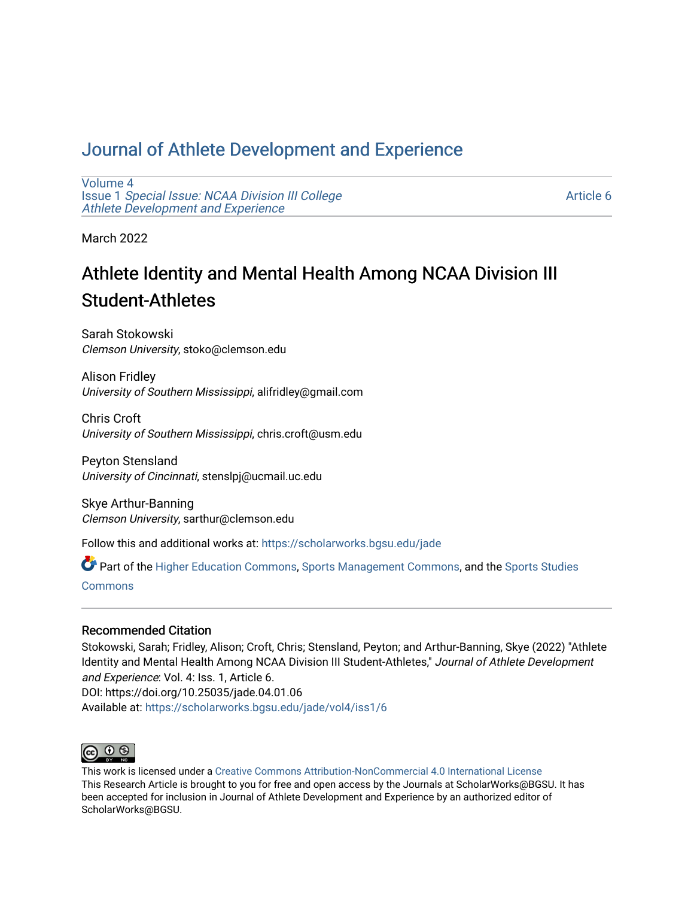# Journal of Athlete Development and Experience

Volume 4
Issue 1 *Special Issue: NCAA Division III College Athlete Development and Experience*

Article 6

March 2022

## Athlete Identity and Mental Health Among NCAA Division III Student-Athletes

Sarah Stokowski
*Clemson University*, stoko@clemson.edu

Alison Fridley
*University of Southern Mississippi*, alifridley@gmail.com

Chris Croft
*University of Southern Mississippi*, chris.croft@usm.edu

Peyton Stensland
*University of Cincinnati*, stenslpj@ucmail.uc.edu

Skye Arthur-Banning
*Clemson University*, sarthur@clemson.edu

Follow this and additional works at: https://scholarworks.bgsu.edu/jade

Part of the Higher Education Commons, Sports Management Commons, and the Sports Studies Commons

### Recommended Citation

Stokowski, Sarah; Fridley, Alison; Croft, Chris; Stensland, Peyton; and Arthur-Banning, Skye (2022) "Athlete Identity and Mental Health Among NCAA Division III Student-Athletes," *Journal of Athlete Development and Experience*: Vol. 4: Iss. 1, Article 6.
DOI: https://doi.org/10.25035/jade.04.01.06
Available at: https://scholarworks.bgsu.edu/jade/vol4/iss1/6

This work is licensed under a Creative Commons Attribution-NonCommercial 4.0 International License
This Research Article is brought to you for free and open access by the Journals at ScholarWorks@BGSU. It has been accepted for inclusion in Journal of Athlete Development and Experience by an authorized editor of ScholarWorks@BGSU.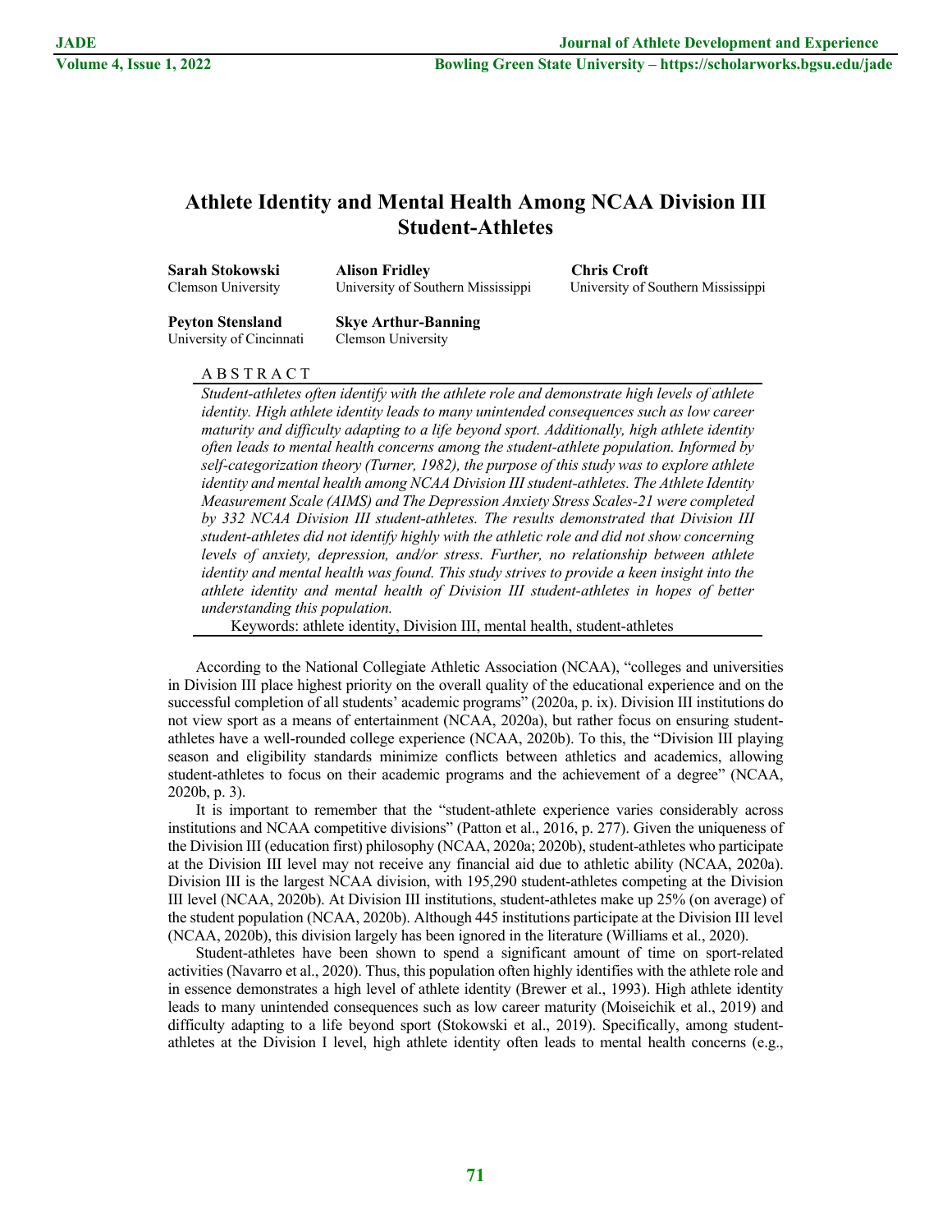# Athlete Identity and Mental Health Among NCAA Division III Student-Athletes

**Sarah Stokowski**
Clemson University

**Alison Fridley**
University of Southern Mississippi

**Chris Croft**
University of Southern Mississippi

**Peyton Stensland**
University of Cincinnati

**Skye Arthur-Banning**
Clemson University

ABSTRACT

*Student-athletes often identify with the athlete role and demonstrate high levels of athlete identity. High athlete identity leads to many unintended consequences such as low career maturity and difficulty adapting to a life beyond sport. Additionally, high athlete identity often leads to mental health concerns among the student-athlete population. Informed by self-categorization theory (Turner, 1982), the purpose of this study was to explore athlete identity and mental health among NCAA Division III student-athletes. The Athlete Identity Measurement Scale (AIMS) and The Depression Anxiety Stress Scales-21 were completed by 332 NCAA Division III student-athletes. The results demonstrated that Division III student-athletes did not identify highly with the athletic role and did not show concerning levels of anxiety, depression, and/or stress. Further, no relationship between athlete identity and mental health was found. This study strives to provide a keen insight into the athlete identity and mental health of Division III student-athletes in hopes of better understanding this population.*

Keywords: athlete identity, Division III, mental health, student-athletes

According to the National Collegiate Athletic Association (NCAA), "colleges and universities in Division III place highest priority on the overall quality of the educational experience and on the successful completion of all students' academic programs" (2020a, p. ix). Division III institutions do not view sport as a means of entertainment (NCAA, 2020a), but rather focus on ensuring student-athletes have a well-rounded college experience (NCAA, 2020b). To this, the "Division III playing season and eligibility standards minimize conflicts between athletics and academics, allowing student-athletes to focus on their academic programs and the achievement of a degree" (NCAA, 2020b, p. 3).

It is important to remember that the "student-athlete experience varies considerably across institutions and NCAA competitive divisions" (Patton et al., 2016, p. 277). Given the uniqueness of the Division III (education first) philosophy (NCAA, 2020a; 2020b), student-athletes who participate at the Division III level may not receive any financial aid due to athletic ability (NCAA, 2020a). Division III is the largest NCAA division, with 195,290 student-athletes competing at the Division III level (NCAA, 2020b). At Division III institutions, student-athletes make up 25% (on average) of the student population (NCAA, 2020b). Although 445 institutions participate at the Division III level (NCAA, 2020b), this division largely has been ignored in the literature (Williams et al., 2020).

Student-athletes have been shown to spend a significant amount of time on sport-related activities (Navarro et al., 2020). Thus, this population often highly identifies with the athlete role and in essence demonstrates a high level of athlete identity (Brewer et al., 1993). High athlete identity leads to many unintended consequences such as low career maturity (Moiseichik et al., 2019) and difficulty adapting to a life beyond sport (Stokowski et al., 2019). Specifically, among student-athletes at the Division I level, high athlete identity often leads to mental health concerns (e.g.,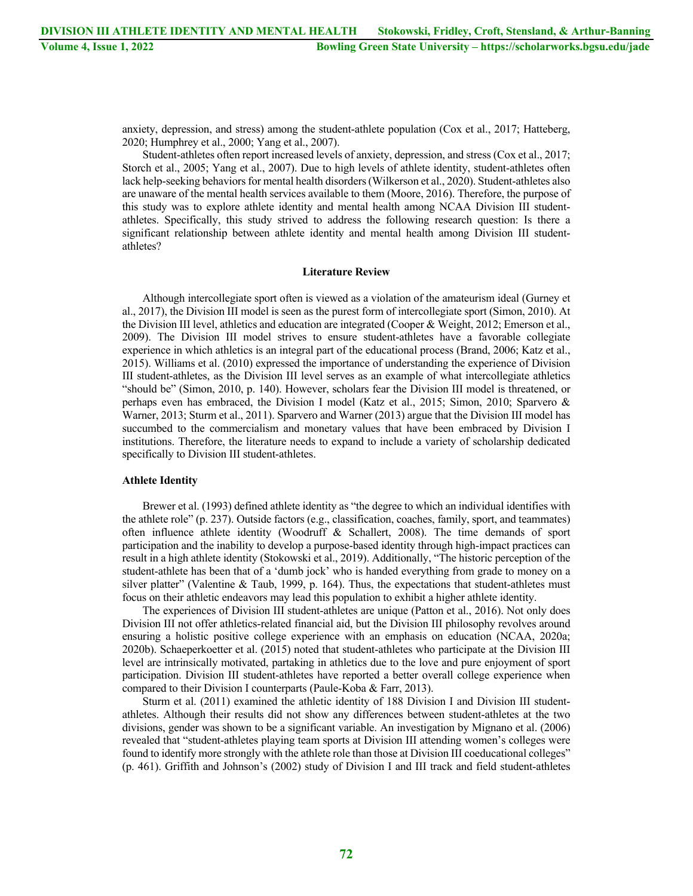anxiety, depression, and stress) among the student-athlete population (Cox et al., 2017; Hatteberg, 2020; Humphrey et al., 2000; Yang et al., 2007).

Student-athletes often report increased levels of anxiety, depression, and stress (Cox et al., 2017; Storch et al., 2005; Yang et al., 2007). Due to high levels of athlete identity, student-athletes often lack help-seeking behaviors for mental health disorders (Wilkerson et al., 2020). Student-athletes also are unaware of the mental health services available to them (Moore, 2016). Therefore, the purpose of this study was to explore athlete identity and mental health among NCAA Division III student-athletes. Specifically, this study strived to address the following research question: Is there a significant relationship between athlete identity and mental health among Division III student-athletes?

## Literature Review

Although intercollegiate sport often is viewed as a violation of the amateurism ideal (Gurney et al., 2017), the Division III model is seen as the purest form of intercollegiate sport (Simon, 2010). At the Division III level, athletics and education are integrated (Cooper & Weight, 2012; Emerson et al., 2009). The Division III model strives to ensure student-athletes have a favorable collegiate experience in which athletics is an integral part of the educational process (Brand, 2006; Katz et al., 2015). Williams et al. (2010) expressed the importance of understanding the experience of Division III student-athletes, as the Division III level serves as an example of what intercollegiate athletics "should be" (Simon, 2010, p. 140). However, scholars fear the Division III model is threatened, or perhaps even has embraced, the Division I model (Katz et al., 2015; Simon, 2010; Sparvero & Warner, 2013; Sturm et al., 2011). Sparvero and Warner (2013) argue that the Division III model has succumbed to the commercialism and monetary values that have been embraced by Division I institutions. Therefore, the literature needs to expand to include a variety of scholarship dedicated specifically to Division III student-athletes.

### Athlete Identity

Brewer et al. (1993) defined athlete identity as "the degree to which an individual identifies with the athlete role" (p. 237). Outside factors (e.g., classification, coaches, family, sport, and teammates) often influence athlete identity (Woodruff & Schallert, 2008). The time demands of sport participation and the inability to develop a purpose-based identity through high-impact practices can result in a high athlete identity (Stokowski et al., 2019). Additionally, "The historic perception of the student-athlete has been that of a 'dumb jock' who is handed everything from grade to money on a silver platter" (Valentine & Taub, 1999, p. 164). Thus, the expectations that student-athletes must focus on their athletic endeavors may lead this population to exhibit a higher athlete identity.

The experiences of Division III student-athletes are unique (Patton et al., 2016). Not only does Division III not offer athletics-related financial aid, but the Division III philosophy revolves around ensuring a holistic positive college experience with an emphasis on education (NCAA, 2020a; 2020b). Schaeperkoetter et al. (2015) noted that student-athletes who participate at the Division III level are intrinsically motivated, partaking in athletics due to the love and pure enjoyment of sport participation. Division III student-athletes have reported a better overall college experience when compared to their Division I counterparts (Paule-Koba & Farr, 2013).

Sturm et al. (2011) examined the athletic identity of 188 Division I and Division III student-athletes. Although their results did not show any differences between student-athletes at the two divisions, gender was shown to be a significant variable. An investigation by Mignano et al. (2006) revealed that "student-athletes playing team sports at Division III attending women's colleges were found to identify more strongly with the athlete role than those at Division III coeducational colleges" (p. 461). Griffith and Johnson's (2002) study of Division I and III track and field student-athletes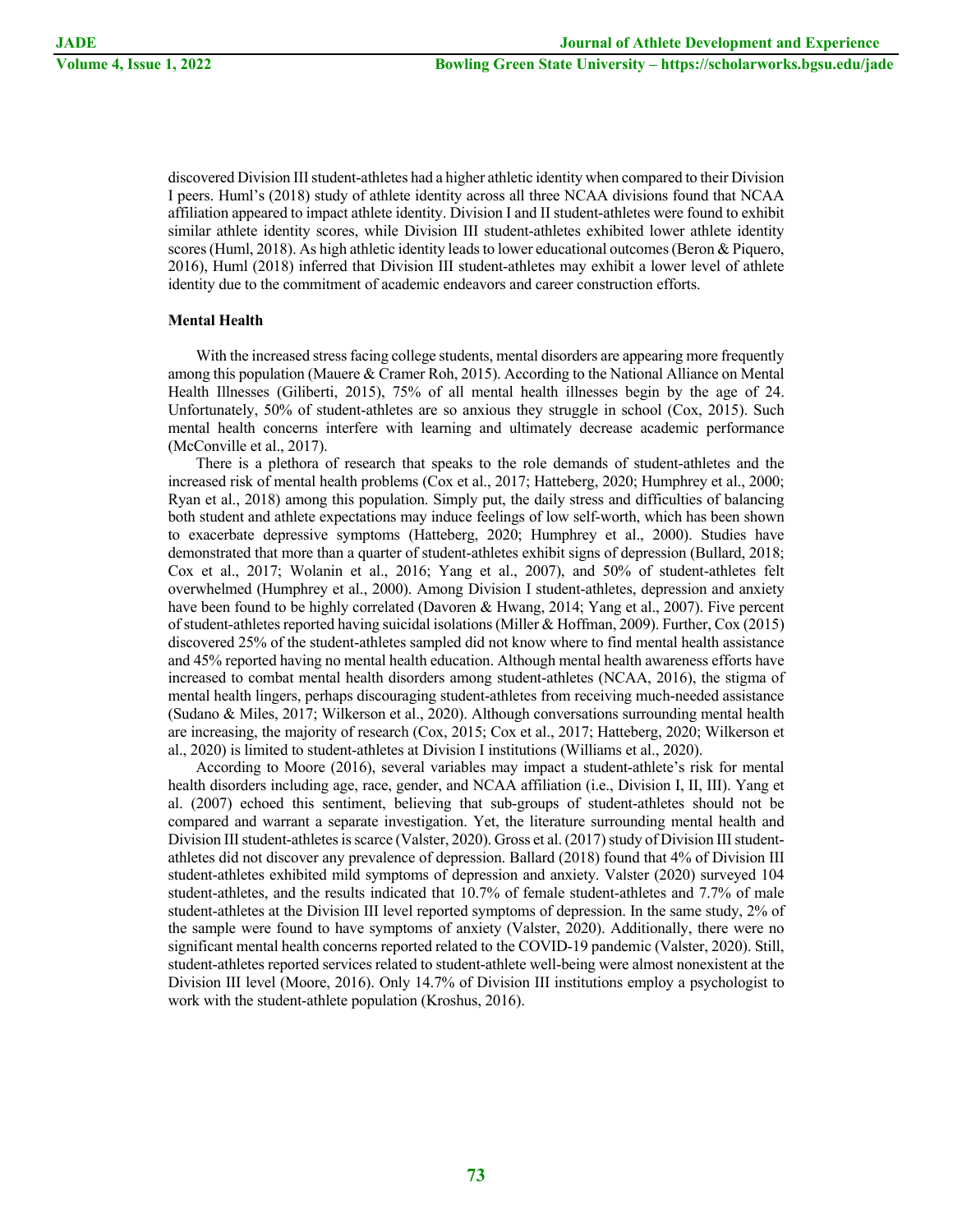discovered Division III student-athletes had a higher athletic identity when compared to their Division I peers. Huml's (2018) study of athlete identity across all three NCAA divisions found that NCAA affiliation appeared to impact athlete identity. Division I and II student-athletes were found to exhibit similar athlete identity scores, while Division III student-athletes exhibited lower athlete identity scores (Huml, 2018). As high athletic identity leads to lower educational outcomes (Beron & Piquero, 2016), Huml (2018) inferred that Division III student-athletes may exhibit a lower level of athlete identity due to the commitment of academic endeavors and career construction efforts.

**Mental Health**

With the increased stress facing college students, mental disorders are appearing more frequently among this population (Mauere & Cramer Roh, 2015). According to the National Alliance on Mental Health Illnesses (Giliberti, 2015), 75% of all mental health illnesses begin by the age of 24. Unfortunately, 50% of student-athletes are so anxious they struggle in school (Cox, 2015). Such mental health concerns interfere with learning and ultimately decrease academic performance (McConville et al., 2017).

There is a plethora of research that speaks to the role demands of student-athletes and the increased risk of mental health problems (Cox et al., 2017; Hatteberg, 2020; Humphrey et al., 2000; Ryan et al., 2018) among this population. Simply put, the daily stress and difficulties of balancing both student and athlete expectations may induce feelings of low self-worth, which has been shown to exacerbate depressive symptoms (Hatteberg, 2020; Humphrey et al., 2000). Studies have demonstrated that more than a quarter of student-athletes exhibit signs of depression (Bullard, 2018; Cox et al., 2017; Wolanin et al., 2016; Yang et al., 2007), and 50% of student-athletes felt overwhelmed (Humphrey et al., 2000). Among Division I student-athletes, depression and anxiety have been found to be highly correlated (Davoren & Hwang, 2014; Yang et al., 2007). Five percent of student-athletes reported having suicidal isolations (Miller & Hoffman, 2009). Further, Cox (2015) discovered 25% of the student-athletes sampled did not know where to find mental health assistance and 45% reported having no mental health education. Although mental health awareness efforts have increased to combat mental health disorders among student-athletes (NCAA, 2016), the stigma of mental health lingers, perhaps discouraging student-athletes from receiving much-needed assistance (Sudano & Miles, 2017; Wilkerson et al., 2020). Although conversations surrounding mental health are increasing, the majority of research (Cox, 2015; Cox et al., 2017; Hatteberg, 2020; Wilkerson et al., 2020) is limited to student-athletes at Division I institutions (Williams et al., 2020).

According to Moore (2016), several variables may impact a student-athlete's risk for mental health disorders including age, race, gender, and NCAA affiliation (i.e., Division I, II, III). Yang et al. (2007) echoed this sentiment, believing that sub-groups of student-athletes should not be compared and warrant a separate investigation. Yet, the literature surrounding mental health and Division III student-athletes is scarce (Valster, 2020). Gross et al. (2017) study of Division III student-athletes did not discover any prevalence of depression. Ballard (2018) found that 4% of Division III student-athletes exhibited mild symptoms of depression and anxiety. Valster (2020) surveyed 104 student-athletes, and the results indicated that 10.7% of female student-athletes and 7.7% of male student-athletes at the Division III level reported symptoms of depression. In the same study, 2% of the sample were found to have symptoms of anxiety (Valster, 2020). Additionally, there were no significant mental health concerns reported related to the COVID-19 pandemic (Valster, 2020). Still, student-athletes reported services related to student-athlete well-being were almost nonexistent at the Division III level (Moore, 2016). Only 14.7% of Division III institutions employ a psychologist to work with the student-athlete population (Kroshus, 2016).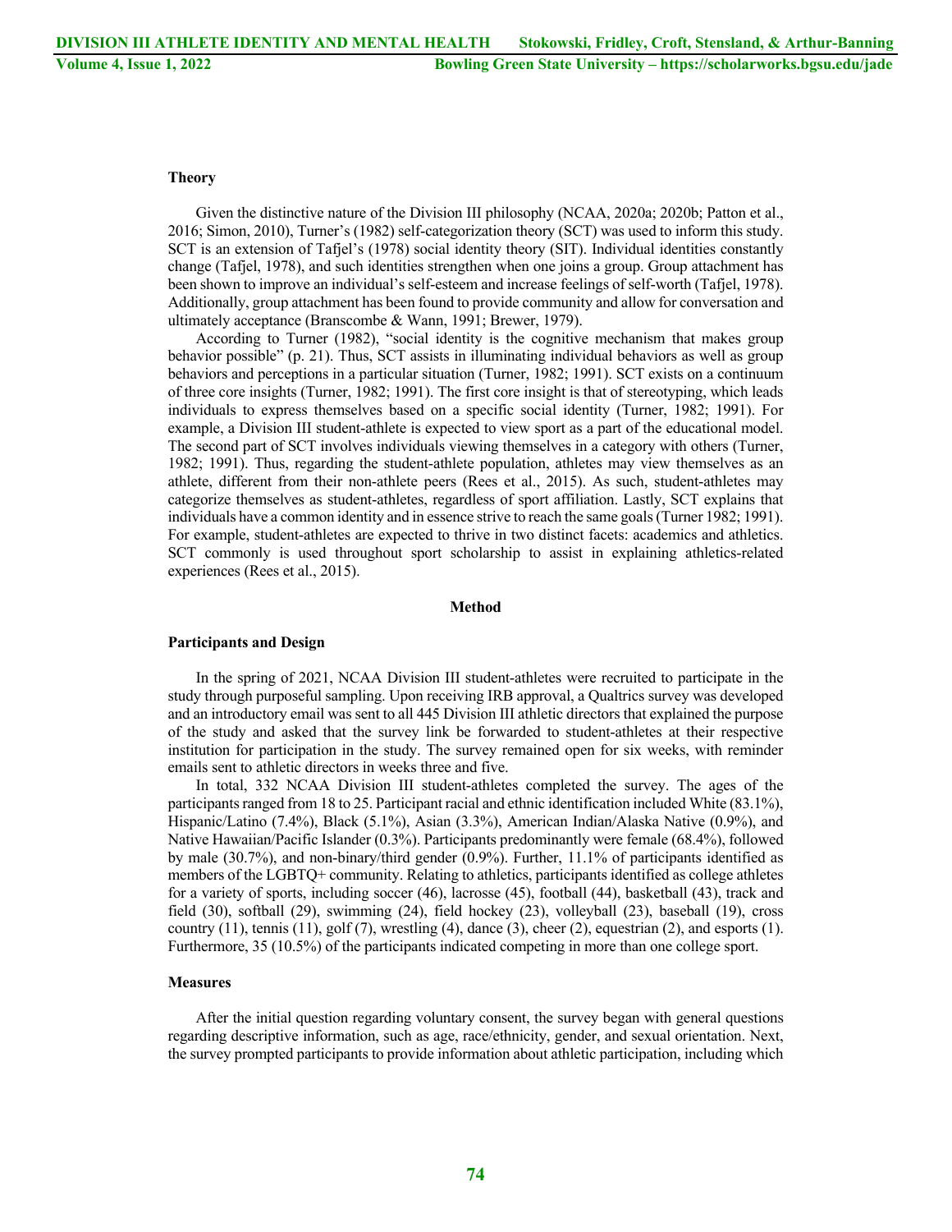### Theory

Given the distinctive nature of the Division III philosophy (NCAA, 2020a; 2020b; Patton et al., 2016; Simon, 2010), Turner's (1982) self-categorization theory (SCT) was used to inform this study. SCT is an extension of Tafjel's (1978) social identity theory (SIT). Individual identities constantly change (Tafjel, 1978), and such identities strengthen when one joins a group. Group attachment has been shown to improve an individual's self-esteem and increase feelings of self-worth (Tafjel, 1978). Additionally, group attachment has been found to provide community and allow for conversation and ultimately acceptance (Branscombe & Wann, 1991; Brewer, 1979).

According to Turner (1982), "social identity is the cognitive mechanism that makes group behavior possible" (p. 21). Thus, SCT assists in illuminating individual behaviors as well as group behaviors and perceptions in a particular situation (Turner, 1982; 1991). SCT exists on a continuum of three core insights (Turner, 1982; 1991). The first core insight is that of stereotyping, which leads individuals to express themselves based on a specific social identity (Turner, 1982; 1991). For example, a Division III student-athlete is expected to view sport as a part of the educational model. The second part of SCT involves individuals viewing themselves in a category with others (Turner, 1982; 1991). Thus, regarding the student-athlete population, athletes may view themselves as an athlete, different from their non-athlete peers (Rees et al., 2015). As such, student-athletes may categorize themselves as student-athletes, regardless of sport affiliation. Lastly, SCT explains that individuals have a common identity and in essence strive to reach the same goals (Turner 1982; 1991). For example, student-athletes are expected to thrive in two distinct facets: academics and athletics. SCT commonly is used throughout sport scholarship to assist in explaining athletics-related experiences (Rees et al., 2015).

## Method

### Participants and Design

In the spring of 2021, NCAA Division III student-athletes were recruited to participate in the study through purposeful sampling. Upon receiving IRB approval, a Qualtrics survey was developed and an introductory email was sent to all 445 Division III athletic directors that explained the purpose of the study and asked that the survey link be forwarded to student-athletes at their respective institution for participation in the study. The survey remained open for six weeks, with reminder emails sent to athletic directors in weeks three and five.

In total, 332 NCAA Division III student-athletes completed the survey. The ages of the participants ranged from 18 to 25. Participant racial and ethnic identification included White (83.1%), Hispanic/Latino (7.4%), Black (5.1%), Asian (3.3%), American Indian/Alaska Native (0.9%), and Native Hawaiian/Pacific Islander (0.3%). Participants predominantly were female (68.4%), followed by male (30.7%), and non-binary/third gender (0.9%). Further, 11.1% of participants identified as members of the LGBTQ+ community. Relating to athletics, participants identified as college athletes for a variety of sports, including soccer (46), lacrosse (45), football (44), basketball (43), track and field (30), softball (29), swimming (24), field hockey (23), volleyball (23), baseball (19), cross country (11), tennis (11), golf (7), wrestling (4), dance (3), cheer (2), equestrian (2), and esports (1). Furthermore, 35 (10.5%) of the participants indicated competing in more than one college sport.

### Measures

After the initial question regarding voluntary consent, the survey began with general questions regarding descriptive information, such as age, race/ethnicity, gender, and sexual orientation. Next, the survey prompted participants to provide information about athletic participation, including which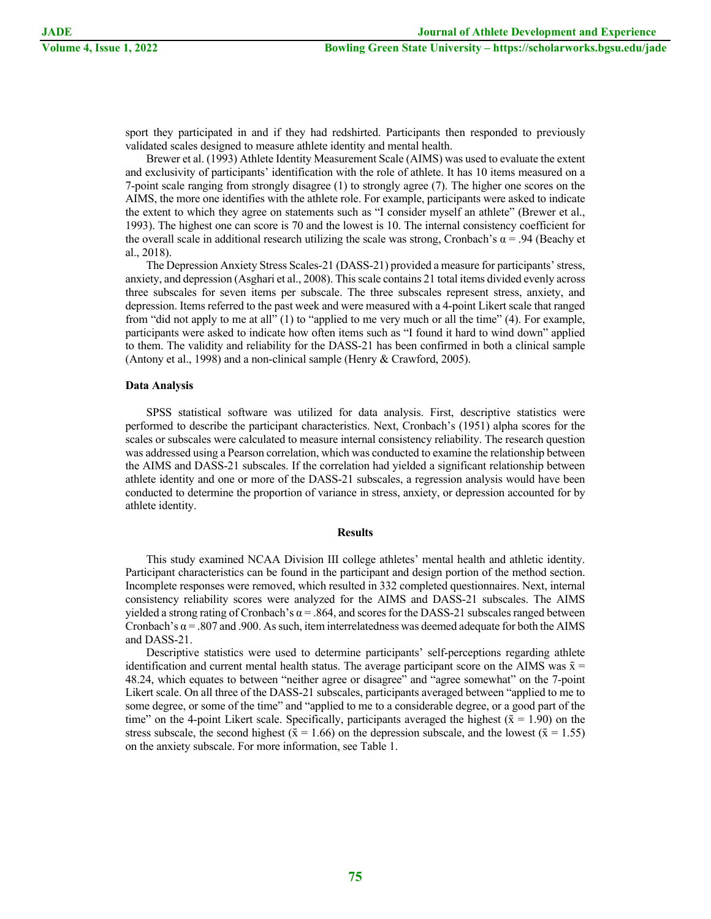sport they participated in and if they had redshirted. Participants then responded to previously validated scales designed to measure athlete identity and mental health.

Brewer et al. (1993) Athlete Identity Measurement Scale (AIMS) was used to evaluate the extent and exclusivity of participants' identification with the role of athlete. It has 10 items measured on a 7-point scale ranging from strongly disagree (1) to strongly agree (7). The higher one scores on the AIMS, the more one identifies with the athlete role. For example, participants were asked to indicate the extent to which they agree on statements such as "I consider myself an athlete" (Brewer et al., 1993). The highest one can score is 70 and the lowest is 10. The internal consistency coefficient for the overall scale in additional research utilizing the scale was strong, Cronbach's $\alpha = .94$ (Beachy et al., 2018).

The Depression Anxiety Stress Scales-21 (DASS-21) provided a measure for participants' stress, anxiety, and depression (Asghari et al., 2008). This scale contains 21 total items divided evenly across three subscales for seven items per subscale. The three subscales represent stress, anxiety, and depression. Items referred to the past week and were measured with a 4-point Likert scale that ranged from "did not apply to me at all" (1) to "applied to me very much or all the time" (4). For example, participants were asked to indicate how often items such as "I found it hard to wind down" applied to them. The validity and reliability for the DASS-21 has been confirmed in both a clinical sample (Antony et al., 1998) and a non-clinical sample (Henry & Crawford, 2005).

### Data Analysis

SPSS statistical software was utilized for data analysis. First, descriptive statistics were performed to describe the participant characteristics. Next, Cronbach's (1951) alpha scores for the scales or subscales were calculated to measure internal consistency reliability. The research question was addressed using a Pearson correlation, which was conducted to examine the relationship between the AIMS and DASS-21 subscales. If the correlation had yielded a significant relationship between athlete identity and one or more of the DASS-21 subscales, a regression analysis would have been conducted to determine the proportion of variance in stress, anxiety, or depression accounted for by athlete identity.

## Results

This study examined NCAA Division III college athletes' mental health and athletic identity. Participant characteristics can be found in the participant and design portion of the method section. Incomplete responses were removed, which resulted in 332 completed questionnaires. Next, internal consistency reliability scores were analyzed for the AIMS and DASS-21 subscales. The AIMS yielded a strong rating of Cronbach's $\alpha = .864$, and scores for the DASS-21 subscales ranged between Cronbach's $\alpha = .807$ and .900. As such, item interrelatedness was deemed adequate for both the AIMS and DASS-21.

Descriptive statistics were used to determine participants' self-perceptions regarding athlete identification and current mental health status. The average participant score on the AIMS was $\bar{x} = 48.24$, which equates to between "neither agree or disagree" and "agree somewhat" on the 7-point Likert scale. On all three of the DASS-21 subscales, participants averaged between "applied to me to some degree, or some of the time" and "applied to me to a considerable degree, or a good part of the time" on the 4-point Likert scale. Specifically, participants averaged the highest ($\bar{x} = 1.90$) on the stress subscale, the second highest ($\bar{x} = 1.66$) on the depression subscale, and the lowest ($\bar{x} = 1.55$) on the anxiety subscale. For more information, see Table 1.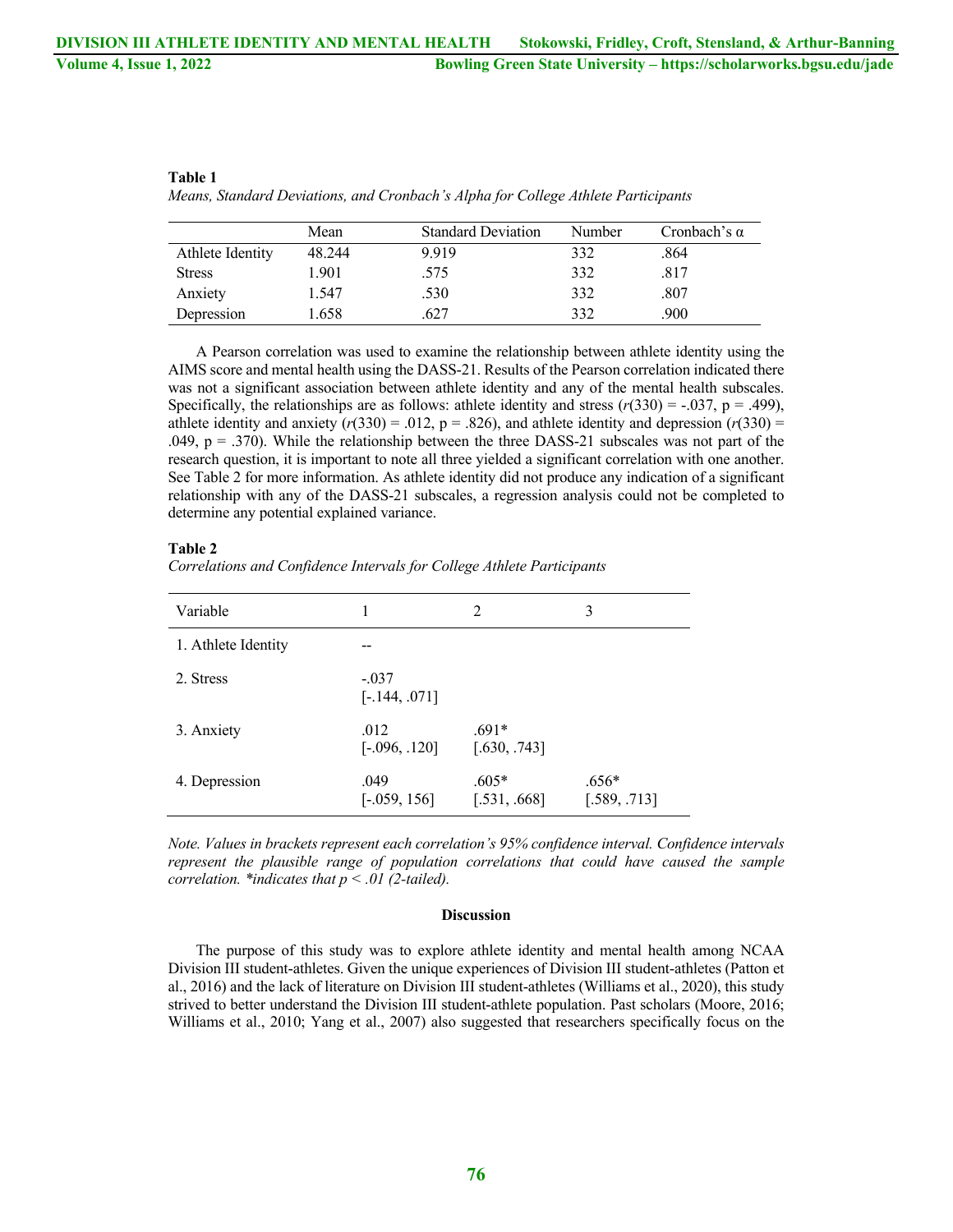**Table 1**

*Means, Standard Deviations, and Cronbach's Alpha for College Athlete Participants*

| | Mean | Standard Deviation | Number | Cronbach's α |
|---|---|---|---|---|
| Athlete Identity | 48.244 | 9.919 | 332 | .864 |
| Stress | 1.901 | .575 | 332 | .817 |
| Anxiety | 1.547 | .530 | 332 | .807 |
| Depression | 1.658 | .627 | 332 | .900 |

A Pearson correlation was used to examine the relationship between athlete identity using the AIMS score and mental health using the DASS-21. Results of the Pearson correlation indicated there was not a significant association between athlete identity and any of the mental health subscales. Specifically, the relationships are as follows: athlete identity and stress ($r(330) = -.037$, p = .499), athlete identity and anxiety ($r(330) = .012$, p = .826), and athlete identity and depression ($r(330) = .049$, p = .370). While the relationship between the three DASS-21 subscales was not part of the research question, it is important to note all three yielded a significant correlation with one another. See Table 2 for more information. As athlete identity did not produce any indication of a significant relationship with any of the DASS-21 subscales, a regression analysis could not be completed to determine any potential explained variance.

**Table 2**

*Correlations and Confidence Intervals for College Athlete Participants*

| Variable | 1 | 2 | 3 |
|---|---|---|---|
| 1. Athlete Identity | -- | | |
| 2. Stress | -.037 [-.144, .071] | | |
| 3. Anxiety | .012 [-.096, .120] | .691* [.630, .743] | |
| 4. Depression | .049 [-.059, 156] | .605* [.531, .668] | .656* [.589, .713] |

*Note. Values in brackets represent each correlation's 95% confidence interval. Confidence intervals represent the plausible range of population correlations that could have caused the sample correlation. *indicates that p < .01 (2-tailed).*

## Discussion

The purpose of this study was to explore athlete identity and mental health among NCAA Division III student-athletes. Given the unique experiences of Division III student-athletes (Patton et al., 2016) and the lack of literature on Division III student-athletes (Williams et al., 2020), this study strived to better understand the Division III student-athlete population. Past scholars (Moore, 2016; Williams et al., 2010; Yang et al., 2007) also suggested that researchers specifically focus on the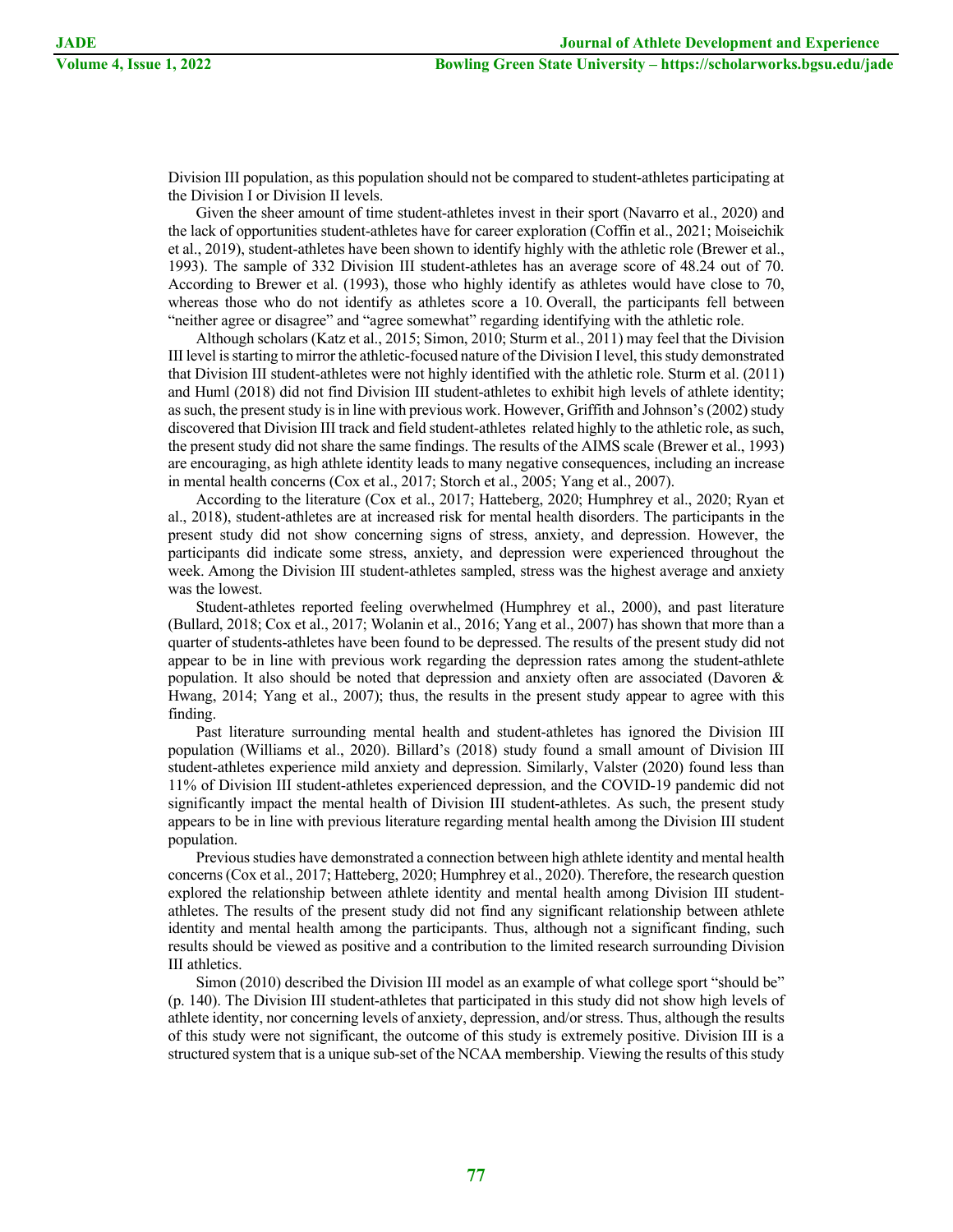Division III population, as this population should not be compared to student-athletes participating at the Division I or Division II levels.

Given the sheer amount of time student-athletes invest in their sport (Navarro et al., 2020) and the lack of opportunities student-athletes have for career exploration (Coffin et al., 2021; Moiseichik et al., 2019), student-athletes have been shown to identify highly with the athletic role (Brewer et al., 1993). The sample of 332 Division III student-athletes has an average score of 48.24 out of 70. According to Brewer et al. (1993), those who highly identify as athletes would have close to 70, whereas those who do not identify as athletes score a 10. Overall, the participants fell between "neither agree or disagree" and "agree somewhat" regarding identifying with the athletic role.

Although scholars (Katz et al., 2015; Simon, 2010; Sturm et al., 2011) may feel that the Division III level is starting to mirror the athletic-focused nature of the Division I level, this study demonstrated that Division III student-athletes were not highly identified with the athletic role. Sturm et al. (2011) and Huml (2018) did not find Division III student-athletes to exhibit high levels of athlete identity; as such, the present study is in line with previous work. However, Griffith and Johnson's (2002) study discovered that Division III track and field student-athletes related highly to the athletic role, as such, the present study did not share the same findings. The results of the AIMS scale (Brewer et al., 1993) are encouraging, as high athlete identity leads to many negative consequences, including an increase in mental health concerns (Cox et al., 2017; Storch et al., 2005; Yang et al., 2007).

According to the literature (Cox et al., 2017; Hatteberg, 2020; Humphrey et al., 2020; Ryan et al., 2018), student-athletes are at increased risk for mental health disorders. The participants in the present study did not show concerning signs of stress, anxiety, and depression. However, the participants did indicate some stress, anxiety, and depression were experienced throughout the week. Among the Division III student-athletes sampled, stress was the highest average and anxiety was the lowest.

Student-athletes reported feeling overwhelmed (Humphrey et al., 2000), and past literature (Bullard, 2018; Cox et al., 2017; Wolanin et al., 2016; Yang et al., 2007) has shown that more than a quarter of students-athletes have been found to be depressed. The results of the present study did not appear to be in line with previous work regarding the depression rates among the student-athlete population. It also should be noted that depression and anxiety often are associated (Davoren & Hwang, 2014; Yang et al., 2007); thus, the results in the present study appear to agree with this finding.

Past literature surrounding mental health and student-athletes has ignored the Division III population (Williams et al., 2020). Billard's (2018) study found a small amount of Division III student-athletes experience mild anxiety and depression. Similarly, Valster (2020) found less than 11% of Division III student-athletes experienced depression, and the COVID-19 pandemic did not significantly impact the mental health of Division III student-athletes. As such, the present study appears to be in line with previous literature regarding mental health among the Division III student population.

Previous studies have demonstrated a connection between high athlete identity and mental health concerns (Cox et al., 2017; Hatteberg, 2020; Humphrey et al., 2020). Therefore, the research question explored the relationship between athlete identity and mental health among Division III student-athletes. The results of the present study did not find any significant relationship between athlete identity and mental health among the participants. Thus, although not a significant finding, such results should be viewed as positive and a contribution to the limited research surrounding Division III athletics.

Simon (2010) described the Division III model as an example of what college sport "should be" (p. 140). The Division III student-athletes that participated in this study did not show high levels of athlete identity, nor concerning levels of anxiety, depression, and/or stress. Thus, although the results of this study were not significant, the outcome of this study is extremely positive. Division III is a structured system that is a unique sub-set of the NCAA membership. Viewing the results of this study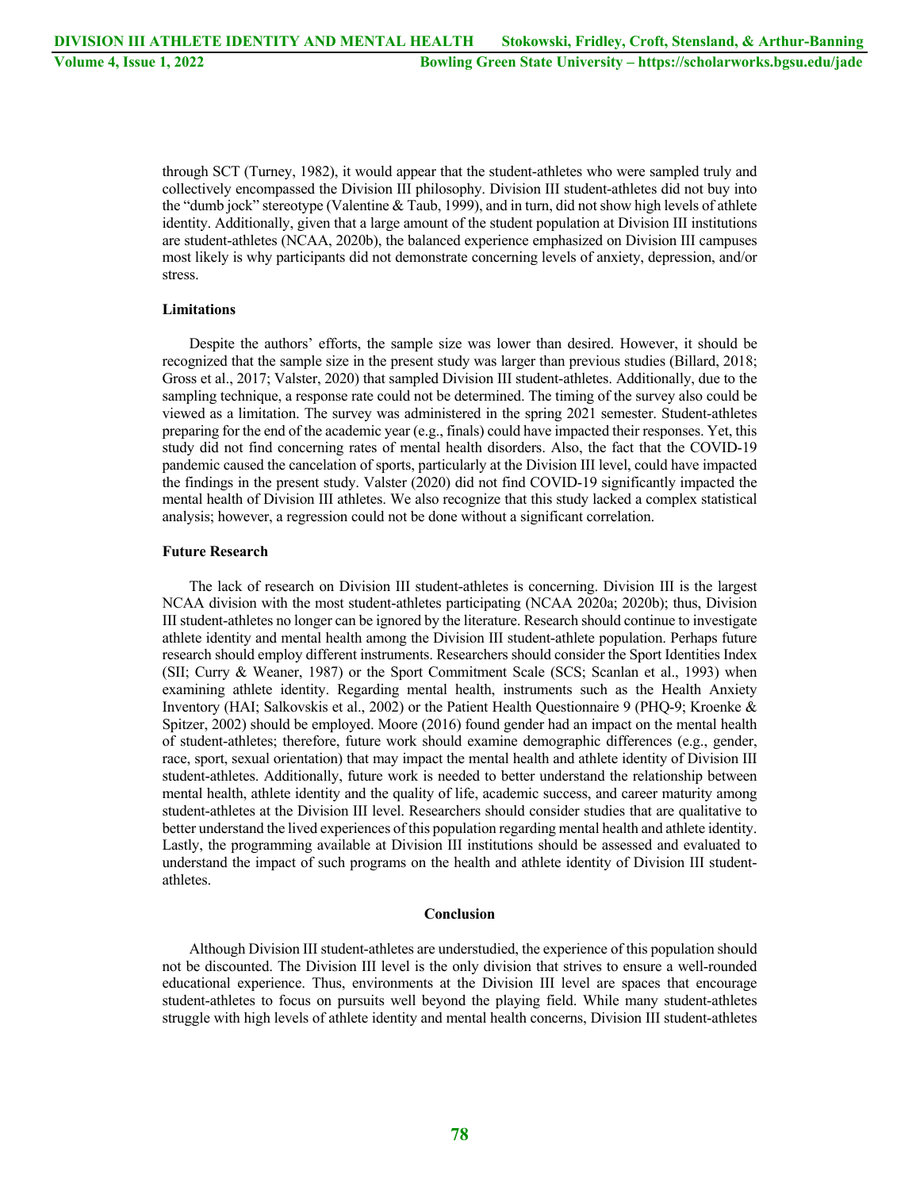through SCT (Turney, 1982), it would appear that the student-athletes who were sampled truly and collectively encompassed the Division III philosophy. Division III student-athletes did not buy into the "dumb jock" stereotype (Valentine & Taub, 1999), and in turn, did not show high levels of athlete identity. Additionally, given that a large amount of the student population at Division III institutions are student-athletes (NCAA, 2020b), the balanced experience emphasized on Division III campuses most likely is why participants did not demonstrate concerning levels of anxiety, depression, and/or stress.

### Limitations

Despite the authors' efforts, the sample size was lower than desired. However, it should be recognized that the sample size in the present study was larger than previous studies (Billard, 2018; Gross et al., 2017; Valster, 2020) that sampled Division III student-athletes. Additionally, due to the sampling technique, a response rate could not be determined. The timing of the survey also could be viewed as a limitation. The survey was administered in the spring 2021 semester. Student-athletes preparing for the end of the academic year (e.g., finals) could have impacted their responses. Yet, this study did not find concerning rates of mental health disorders. Also, the fact that the COVID-19 pandemic caused the cancelation of sports, particularly at the Division III level, could have impacted the findings in the present study. Valster (2020) did not find COVID-19 significantly impacted the mental health of Division III athletes. We also recognize that this study lacked a complex statistical analysis; however, a regression could not be done without a significant correlation.

### Future Research

The lack of research on Division III student-athletes is concerning. Division III is the largest NCAA division with the most student-athletes participating (NCAA 2020a; 2020b); thus, Division III student-athletes no longer can be ignored by the literature. Research should continue to investigate athlete identity and mental health among the Division III student-athlete population. Perhaps future research should employ different instruments. Researchers should consider the Sport Identities Index (SII; Curry & Weaner, 1987) or the Sport Commitment Scale (SCS; Scanlan et al., 1993) when examining athlete identity. Regarding mental health, instruments such as the Health Anxiety Inventory (HAI; Salkovskis et al., 2002) or the Patient Health Questionnaire 9 (PHQ-9; Kroenke & Spitzer, 2002) should be employed. Moore (2016) found gender had an impact on the mental health of student-athletes; therefore, future work should examine demographic differences (e.g., gender, race, sport, sexual orientation) that may impact the mental health and athlete identity of Division III student-athletes. Additionally, future work is needed to better understand the relationship between mental health, athlete identity and the quality of life, academic success, and career maturity among student-athletes at the Division III level. Researchers should consider studies that are qualitative to better understand the lived experiences of this population regarding mental health and athlete identity. Lastly, the programming available at Division III institutions should be assessed and evaluated to understand the impact of such programs on the health and athlete identity of Division III student-athletes.

## Conclusion

Although Division III student-athletes are understudied, the experience of this population should not be discounted. The Division III level is the only division that strives to ensure a well-rounded educational experience. Thus, environments at the Division III level are spaces that encourage student-athletes to focus on pursuits well beyond the playing field. While many student-athletes struggle with high levels of athlete identity and mental health concerns, Division III student-athletes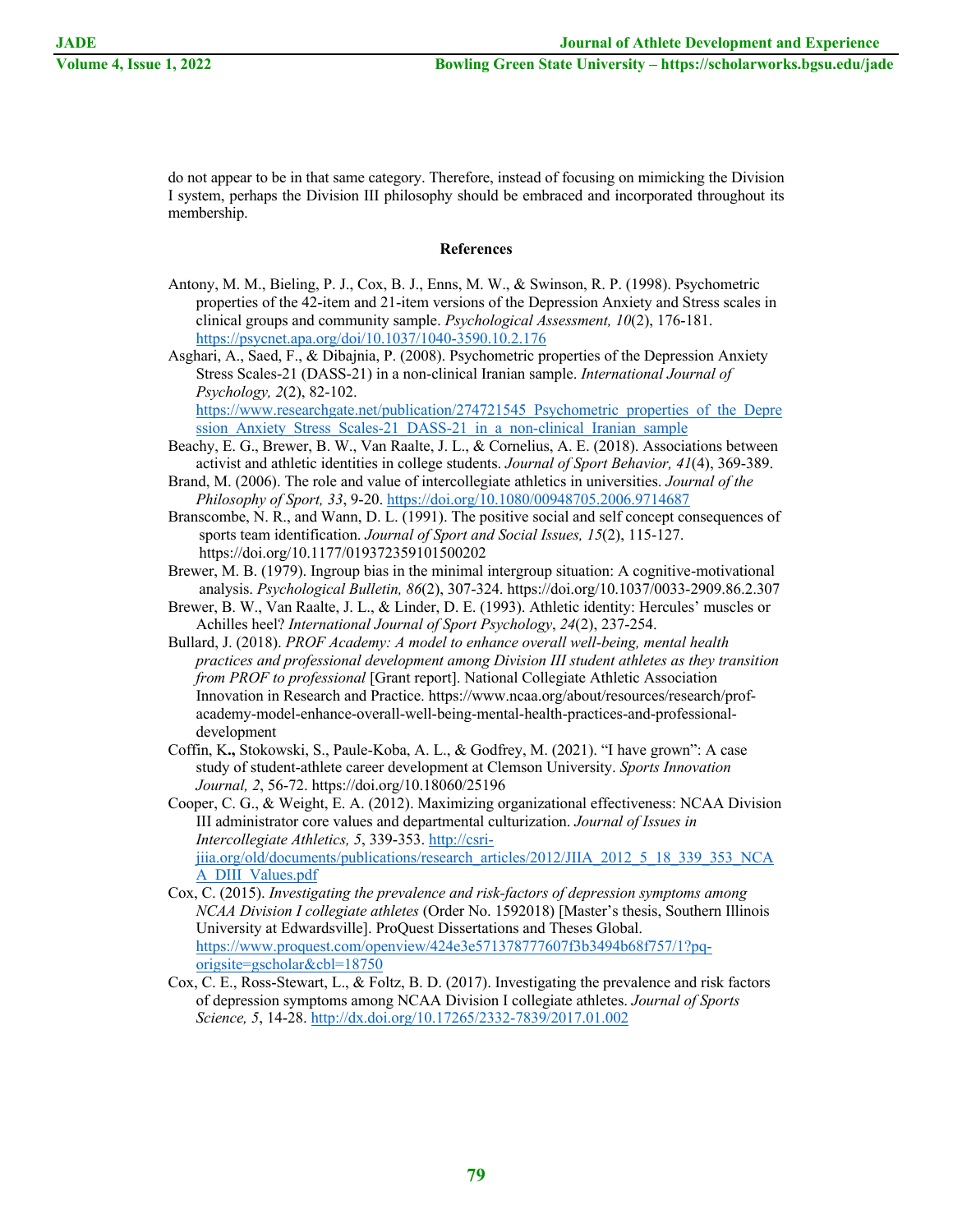do not appear to be in that same category. Therefore, instead of focusing on mimicking the Division I system, perhaps the Division III philosophy should be embraced and incorporated throughout its membership.

## References

Antony, M. M., Bieling, P. J., Cox, B. J., Enns, M. W., & Swinson, R. P. (1998). Psychometric properties of the 42-item and 21-item versions of the Depression Anxiety and Stress scales in clinical groups and community sample. *Psychological Assessment, 10*(2), 176-181. https://psycnet.apa.org/doi/10.1037/1040-3590.10.2.176

Asghari, A., Saed, F., & Dibajnia, P. (2008). Psychometric properties of the Depression Anxiety Stress Scales-21 (DASS-21) in a non-clinical Iranian sample. *International Journal of Psychology, 2*(2), 82-102. https://www.researchgate.net/publication/274721545_Psychometric_properties_of_the_Depression_Anxiety_Stress_Scales-21_DASS-21_in_a_non-clinical_Iranian_sample

Beachy, E. G., Brewer, B. W., Van Raalte, J. L., & Cornelius, A. E. (2018). Associations between activist and athletic identities in college students. *Journal of Sport Behavior, 41*(4), 369-389.

Brand, M. (2006). The role and value of intercollegiate athletics in universities. *Journal of the Philosophy of Sport, 33*, 9-20. https://doi.org/10.1080/00948705.2006.9714687

Branscombe, N. R., and Wann, D. L. (1991). The positive social and self concept consequences of sports team identification. *Journal of Sport and Social Issues, 15*(2), 115-127. https://doi.org/10.1177/019372359101500202

Brewer, M. B. (1979). Ingroup bias in the minimal intergroup situation: A cognitive-motivational analysis. *Psychological Bulletin, 86*(2), 307-324. https://doi.org/10.1037/0033-2909.86.2.307

Brewer, B. W., Van Raalte, J. L., & Linder, D. E. (1993). Athletic identity: Hercules' muscles or Achilles heel? *International Journal of Sport Psychology*, *24*(2), 237-254.

Bullard, J. (2018). *PROF Academy: A model to enhance overall well-being, mental health practices and professional development among Division III student athletes as they transition from PROF to professional* [Grant report]. National Collegiate Athletic Association Innovation in Research and Practice. https://www.ncaa.org/about/resources/research/prof-academy-model-enhance-overall-well-being-mental-health-practices-and-professional-development

Coffin, K**.,** Stokowski, S., Paule-Koba, A. L., & Godfrey, M. (2021). "I have grown": A case study of student-athlete career development at Clemson University. *Sports Innovation Journal, 2*, 56-72. https://doi.org/10.18060/25196

Cooper, C. G., & Weight, E. A. (2012). Maximizing organizational effectiveness: NCAA Division III administrator core values and departmental culturization. *Journal of Issues in Intercollegiate Athletics, 5*, 339-353. http://csri-jiia.org/old/documents/publications/research_articles/2012/JIIA_2012_5_18_339_353_NCAA_DIII_Values.pdf

Cox, C. (2015). *Investigating the prevalence and risk-factors of depression symptoms among NCAA Division I collegiate athletes* (Order No. 1592018) [Master's thesis, Southern Illinois University at Edwardsville]. ProQuest Dissertations and Theses Global. https://www.proquest.com/openview/424e3e571378777607f3b3494b68f757/1?pq-origsite=gscholar&cbl=18750

Cox, C. E., Ross-Stewart, L., & Foltz, B. D. (2017). Investigating the prevalence and risk factors of depression symptoms among NCAA Division I collegiate athletes. *Journal of Sports Science, 5*, 14-28. http://dx.doi.org/10.17265/2332-7839/2017.01.002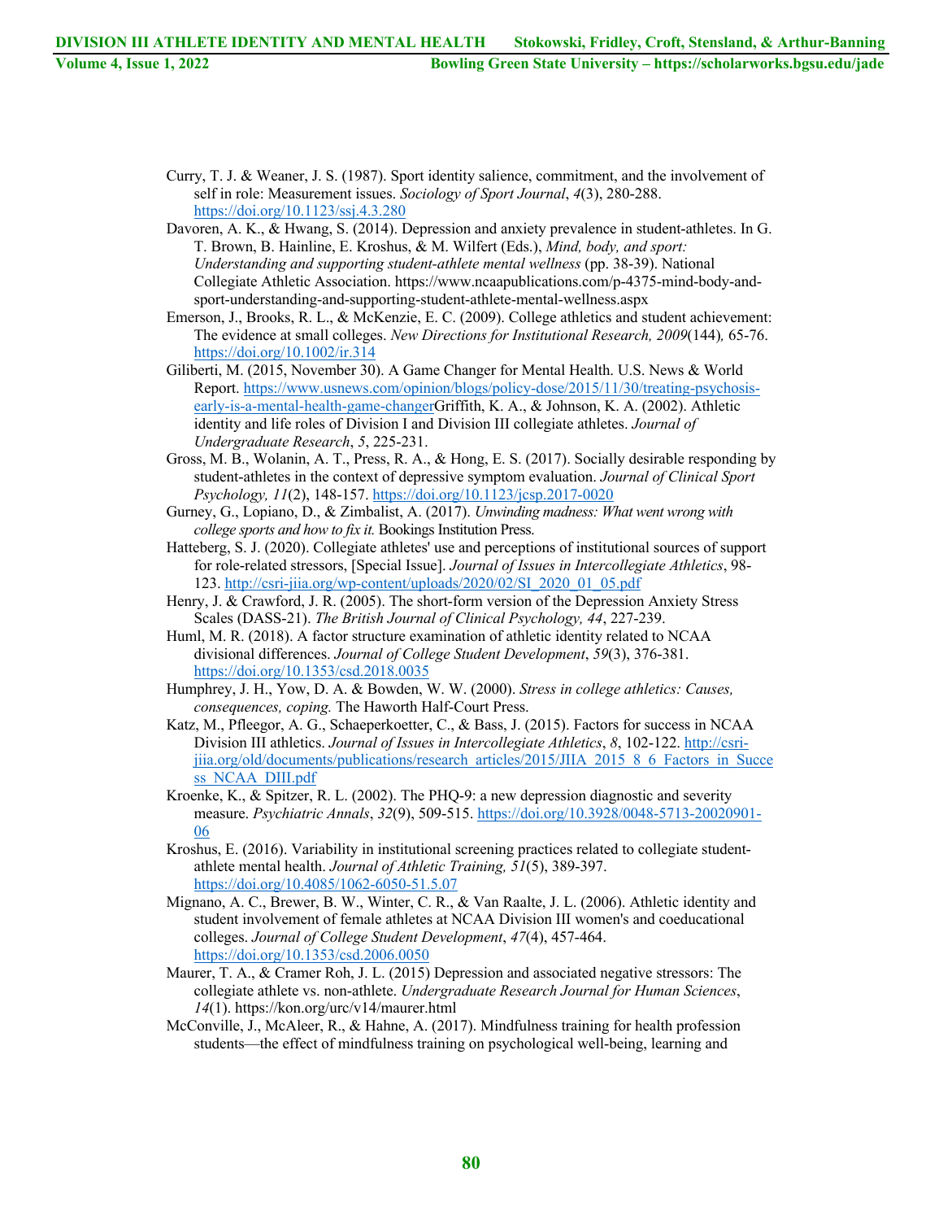Curry, T. J. & Weaner, J. S. (1987). Sport identity salience, commitment, and the involvement of self in role: Measurement issues. *Sociology of Sport Journal*, *4*(3), 280-288. https://doi.org/10.1123/ssj.4.3.280

Davoren, A. K., & Hwang, S. (2014). Depression and anxiety prevalence in student-athletes. In G. T. Brown, B. Hainline, E. Kroshus, & M. Wilfert (Eds.), *Mind, body, and sport: Understanding and supporting student-athlete mental wellness* (pp. 38-39). National Collegiate Athletic Association. https://www.ncaapublications.com/p-4375-mind-body-and-sport-understanding-and-supporting-student-athlete-mental-wellness.aspx

Emerson, J., Brooks, R. L., & McKenzie, E. C. (2009). College athletics and student achievement: The evidence at small colleges. *New Directions for Institutional Research, 2009*(144)*,* 65-76. https://doi.org/10.1002/ir.314

Giliberti, M. (2015, November 30). A Game Changer for Mental Health. U.S. News & World Report. https://www.usnews.com/opinion/blogs/policy-dose/2015/11/30/treating-psychosis-early-is-a-mental-health-game-changerGriffith, K. A., & Johnson, K. A. (2002). Athletic identity and life roles of Division I and Division III collegiate athletes. *Journal of Undergraduate Research*, *5*, 225-231.

Gross, M. B., Wolanin, A. T., Press, R. A., & Hong, E. S. (2017). Socially desirable responding by student-athletes in the context of depressive symptom evaluation. *Journal of Clinical Sport Psychology, 11*(2), 148-157. https://doi.org/10.1123/jcsp.2017-0020

Gurney, G., Lopiano, D., & Zimbalist, A. (2017). *Unwinding madness: What went wrong with college sports and how to fix it.* Bookings Institution Press.

Hatteberg, S. J. (2020). Collegiate athletes' use and perceptions of institutional sources of support for role-related stressors, [Special Issue]. *Journal of Issues in Intercollegiate Athletics*, 98-123. http://csri-jiia.org/wp-content/uploads/2020/02/SI_2020_01_05.pdf

Henry, J. & Crawford, J. R. (2005). The short-form version of the Depression Anxiety Stress Scales (DASS-21). *The British Journal of Clinical Psychology, 44*, 227-239.

Huml, M. R. (2018). A factor structure examination of athletic identity related to NCAA divisional differences. *Journal of College Student Development*, *59*(3), 376-381. https://doi.org/10.1353/csd.2018.0035

Humphrey, J. H., Yow, D. A. & Bowden, W. W. (2000). *Stress in college athletics: Causes, consequences, coping.* The Haworth Half-Court Press.

Katz, M., Pfleegor, A. G., Schaeperkoetter, C., & Bass, J. (2015). Factors for success in NCAA Division III athletics. *Journal of Issues in Intercollegiate Athletics*, *8*, 102-122. http://csri-jiia.org/old/documents/publications/research_articles/2015/JIIA_2015_8_6_Factors_in_Success_NCAA_DIII.pdf

Kroenke, K., & Spitzer, R. L. (2002). The PHQ-9: a new depression diagnostic and severity measure. *Psychiatric Annals*, *32*(9), 509-515. https://doi.org/10.3928/0048-5713-20020901-06

Kroshus, E. (2016). Variability in institutional screening practices related to collegiate student-athlete mental health. *Journal of Athletic Training, 51*(5), 389-397. https://doi.org/10.4085/1062-6050-51.5.07

Mignano, A. C., Brewer, B. W., Winter, C. R., & Van Raalte, J. L. (2006). Athletic identity and student involvement of female athletes at NCAA Division III women's and coeducational colleges. *Journal of College Student Development*, *47*(4), 457-464. https://doi.org/10.1353/csd.2006.0050

Maurer, T. A., & Cramer Roh, J. L. (2015) Depression and associated negative stressors: The collegiate athlete vs. non-athlete. *Undergraduate Research Journal for Human Sciences*, *14*(1). https://kon.org/urc/v14/maurer.html

McConville, J., McAleer, R., & Hahne, A. (2017). Mindfulness training for health profession students—the effect of mindfulness training on psychological well-being, learning and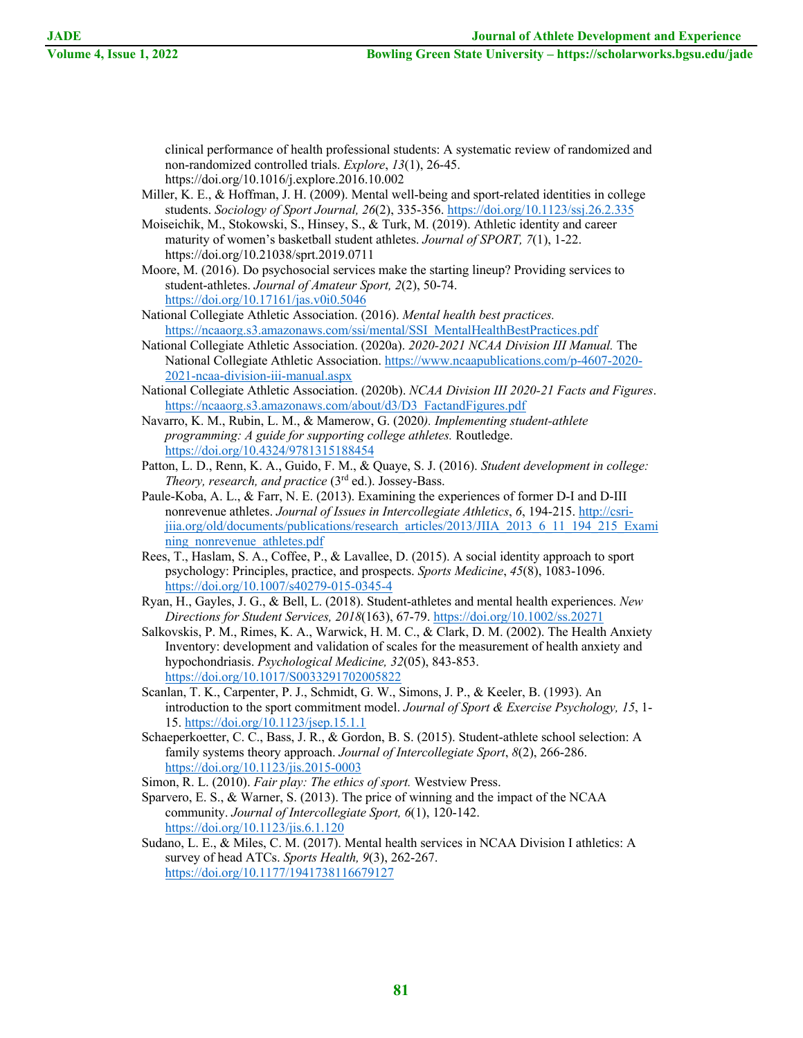clinical performance of health professional students: A systematic review of randomized and non-randomized controlled trials. *Explore*, *13*(1), 26-45. https://doi.org/10.1016/j.explore.2016.10.002

Miller, K. E., & Hoffman, J. H. (2009). Mental well-being and sport-related identities in college students. *Sociology of Sport Journal, 26*(2), 335-356. https://doi.org/10.1123/ssj.26.2.335

Moiseichik, M., Stokowski, S., Hinsey, S., & Turk, M. (2019). Athletic identity and career maturity of women's basketball student athletes. *Journal of SPORT, 7*(1), 1-22. https://doi.org/10.21038/sprt.2019.0711

Moore, M. (2016). Do psychosocial services make the starting lineup? Providing services to student-athletes. *Journal of Amateur Sport, 2*(2), 50-74. https://doi.org/10.17161/jas.v0i0.5046

National Collegiate Athletic Association. (2016). *Mental health best practices.* https://ncaaorg.s3.amazonaws.com/ssi/mental/SSI_MentalHealthBestPractices.pdf

National Collegiate Athletic Association. (2020a). *2020-2021 NCAA Division III Manual.* The National Collegiate Athletic Association. https://www.ncaapublications.com/p-4607-2020-2021-ncaa-division-iii-manual.aspx

National Collegiate Athletic Association. (2020b). *NCAA Division III 2020-21 Facts and Figures*. https://ncaaorg.s3.amazonaws.com/about/d3/D3_FactandFigures.pdf

Navarro, K. M., Rubin, L. M., & Mamerow, G. (2020*). Implementing student-athlete programming: A guide for supporting college athletes.* Routledge. https://doi.org/10.4324/9781315188454

Patton, L. D., Renn, K. A., Guido, F. M., & Quaye, S. J. (2016). *Student development in college: Theory, research, and practice* (3rd ed.). Jossey-Bass.

Paule-Koba, A. L., & Farr, N. E. (2013). Examining the experiences of former D-I and D-III nonrevenue athletes. *Journal of Issues in Intercollegiate Athletics*, *6*, 194-215. http://csri-jiia.org/old/documents/publications/research_articles/2013/JIIA_2013_6_11_194_215_Examining_nonrevenue_athletes.pdf

Rees, T., Haslam, S. A., Coffee, P., & Lavallee, D. (2015). A social identity approach to sport psychology: Principles, practice, and prospects. *Sports Medicine*, *45*(8), 1083-1096. https://doi.org/10.1007/s40279-015-0345-4

Ryan, H., Gayles, J. G., & Bell, L. (2018). Student-athletes and mental health experiences. *New Directions for Student Services, 2018*(163), 67-79. https://doi.org/10.1002/ss.20271

Salkovskis, P. M., Rimes, K. A., Warwick, H. M. C., & Clark, D. M. (2002). The Health Anxiety Inventory: development and validation of scales for the measurement of health anxiety and hypochondriasis. *Psychological Medicine, 32*(05), 843-853. https://doi.org/10.1017/S0033291702005822

Scanlan, T. K., Carpenter, P. J., Schmidt, G. W., Simons, J. P., & Keeler, B. (1993). An introduction to the sport commitment model. *Journal of Sport & Exercise Psychology, 15*, 1-15. https://doi.org/10.1123/jsep.15.1.1

Schaeperkoetter, C. C., Bass, J. R., & Gordon, B. S. (2015). Student-athlete school selection: A family systems theory approach. *Journal of Intercollegiate Sport*, *8*(2), 266-286. https://doi.org/10.1123/jis.2015-0003

Simon, R. L. (2010). *Fair play: The ethics of sport.* Westview Press.

Sparvero, E. S., & Warner, S. (2013). The price of winning and the impact of the NCAA community. *Journal of Intercollegiate Sport, 6*(1), 120-142. https://doi.org/10.1123/jis.6.1.120

Sudano, L. E., & Miles, C. M. (2017). Mental health services in NCAA Division I athletics: A survey of head ATCs. *Sports Health, 9*(3), 262-267. https://doi.org/10.1177/1941738116679127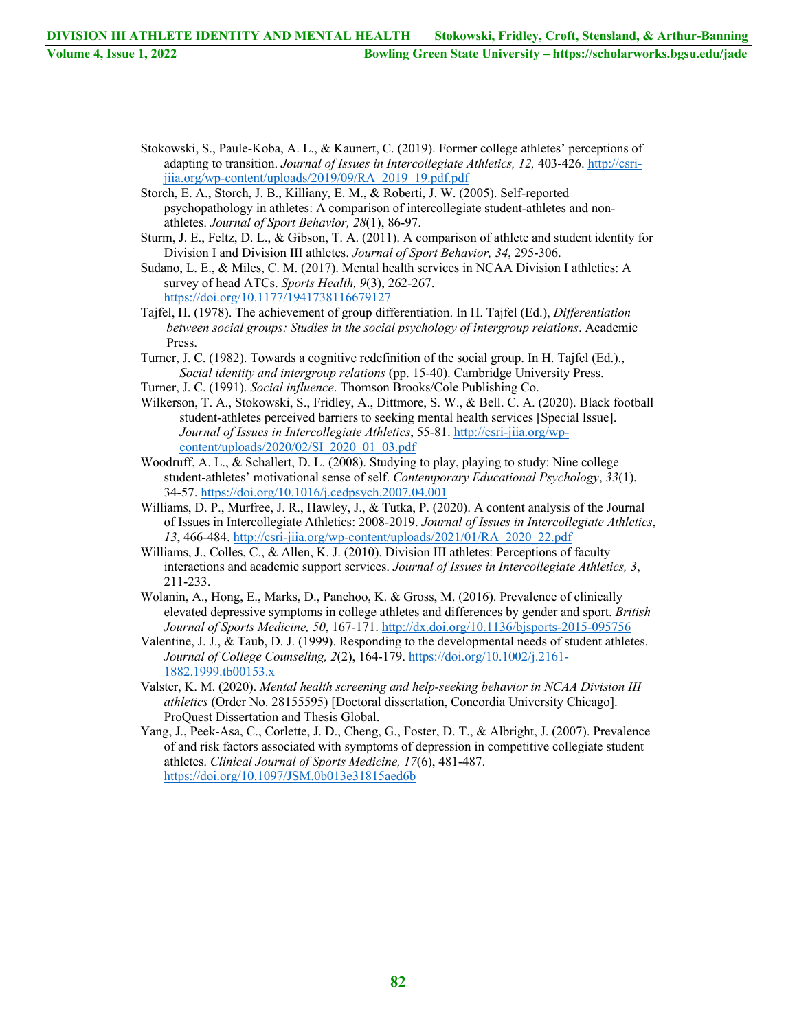Stokowski, S., Paule-Koba, A. L., & Kaunert, C. (2019). Former college athletes' perceptions of adapting to transition. *Journal of Issues in Intercollegiate Athletics, 12,* 403-426. http://csri-jiia.org/wp-content/uploads/2019/09/RA_2019_19.pdf.pdf

Storch, E. A., Storch, J. B., Killiany, E. M., & Roberti, J. W. (2005). Self-reported psychopathology in athletes: A comparison of intercollegiate student-athletes and non-athletes. *Journal of Sport Behavior, 28*(1), 86-97.

Sturm, J. E., Feltz, D. L., & Gibson, T. A. (2011). A comparison of athlete and student identity for Division I and Division III athletes. *Journal of Sport Behavior, 34*, 295-306.

Sudano, L. E., & Miles, C. M. (2017). Mental health services in NCAA Division I athletics: A survey of head ATCs. *Sports Health, 9*(3), 262-267. https://doi.org/10.1177/1941738116679127

Tajfel, H. (1978). The achievement of group differentiation. In H. Tajfel (Ed.), *Differentiation between social groups: Studies in the social psychology of intergroup relations*. Academic Press.

Turner, J. C. (1982). Towards a cognitive redefinition of the social group. In H. Tajfel (Ed.)., *Social identity and intergroup relations* (pp. 15-40). Cambridge University Press.

Turner, J. C. (1991). *Social influence*. Thomson Brooks/Cole Publishing Co.

Wilkerson, T. A., Stokowski, S., Fridley, A., Dittmore, S. W., & Bell. C. A. (2020). Black football student-athletes perceived barriers to seeking mental health services [Special Issue]. *Journal of Issues in Intercollegiate Athletics*, 55-81. http://csri-jiia.org/wp-content/uploads/2020/02/SI_2020_01_03.pdf

Woodruff, A. L., & Schallert, D. L. (2008). Studying to play, playing to study: Nine college student-athletes' motivational sense of self. *Contemporary Educational Psychology*, *33*(1), 34-57. https://doi.org/10.1016/j.cedpsych.2007.04.001

Williams, D. P., Murfree, J. R., Hawley, J., & Tutka, P. (2020). A content analysis of the Journal of Issues in Intercollegiate Athletics: 2008-2019. *Journal of Issues in Intercollegiate Athletics*, *13*, 466-484. http://csri-jiia.org/wp-content/uploads/2021/01/RA_2020_22.pdf

Williams, J., Colles, C., & Allen, K. J. (2010). Division III athletes: Perceptions of faculty interactions and academic support services. *Journal of Issues in Intercollegiate Athletics, 3*, 211-233.

Wolanin, A., Hong, E., Marks, D., Panchoo, K. & Gross, M. (2016). Prevalence of clinically elevated depressive symptoms in college athletes and differences by gender and sport. *British Journal of Sports Medicine, 50*, 167-171. http://dx.doi.org/10.1136/bjsports-2015-095756

Valentine, J. J., & Taub, D. J. (1999). Responding to the developmental needs of student athletes. *Journal of College Counseling, 2*(2), 164-179. https://doi.org/10.1002/j.2161-1882.1999.tb00153.x

Valster, K. M. (2020). *Mental health screening and help-seeking behavior in NCAA Division III athletics* (Order No. 28155595) [Doctoral dissertation, Concordia University Chicago]. ProQuest Dissertation and Thesis Global.

Yang, J., Peek-Asa, C., Corlette, J. D., Cheng, G., Foster, D. T., & Albright, J. (2007). Prevalence of and risk factors associated with symptoms of depression in competitive collegiate student athletes. *Clinical Journal of Sports Medicine, 17*(6), 481-487. https://doi.org/10.1097/JSM.0b013e31815aed6b